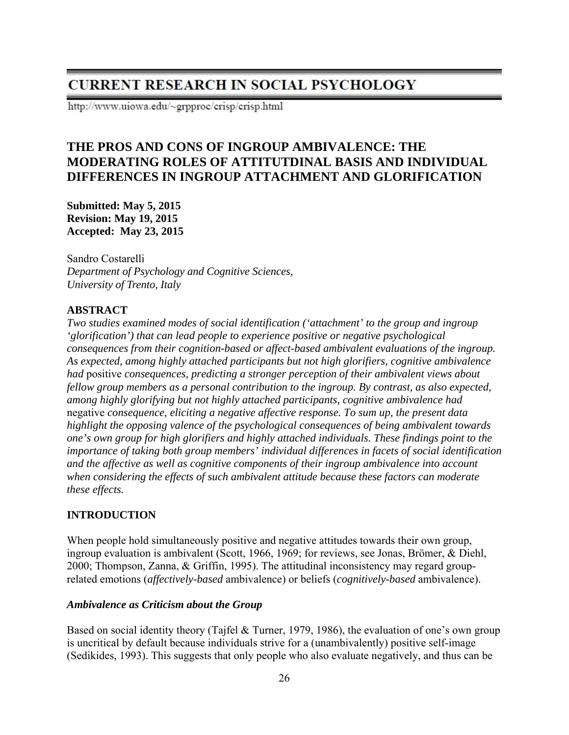# CURRENT RESEARCH IN SOCIAL PSYCHOLOGY

http://www.uiowa.edu/~grpproc/crisp/crisp.html

## THE PROS AND CONS OF INGROUP AMBIVALENCE: THE MODERATING ROLES OF ATTITUTDINAL BASIS AND INDIVIDUAL DIFFERENCES IN INGROUP ATTACHMENT AND GLORIFICATION

**Submitted: May 5, 2015**
**Revision: May 19, 2015**
**Accepted: May 23, 2015**

Sandro Costarelli
*Department of Psychology and Cognitive Sciences,*
*University of Trento, Italy*

### ABSTRACT

*Two studies examined modes of social identification ('attachment' to the group and ingroup 'glorification') that can lead people to experience positive or negative psychological consequences from their cognition-based or affect-based ambivalent evaluations of the ingroup. As expected, among highly attached participants but not high glorifiers, cognitive ambivalence had* positive *consequences, predicting a stronger perception of their ambivalent views about fellow group members as a personal contribution to the ingroup. By contrast, as also expected, among highly glorifying but not highly attached participants, cognitive ambivalence had* negative *consequence, eliciting a negative affective response. To sum up, the present data highlight the opposing valence of the psychological consequences of being ambivalent towards one's own group for high glorifiers and highly attached individuals. These findings point to the importance of taking both group members' individual differences in facets of social identification and the affective as well as cognitive components of their ingroup ambivalence into account when considering the effects of such ambivalent attitude because these factors can moderate these effects.*

### INTRODUCTION

When people hold simultaneously positive and negative attitudes towards their own group, ingroup evaluation is ambivalent (Scott, 1966, 1969; for reviews, see Jonas, Brömer, & Diehl, 2000; Thompson, Zanna, & Griffin, 1995). The attitudinal inconsistency may regard group-related emotions (*affectively-based* ambivalence) or beliefs (*cognitively-based* ambivalence).

#### *Ambivalence as Criticism about the Group*

Based on social identity theory (Tajfel & Turner, 1979, 1986), the evaluation of one's own group is uncritical by default because individuals strive for a (unambivalently) positive self-image (Sedikides, 1993). This suggests that only people who also evaluate negatively, and thus can be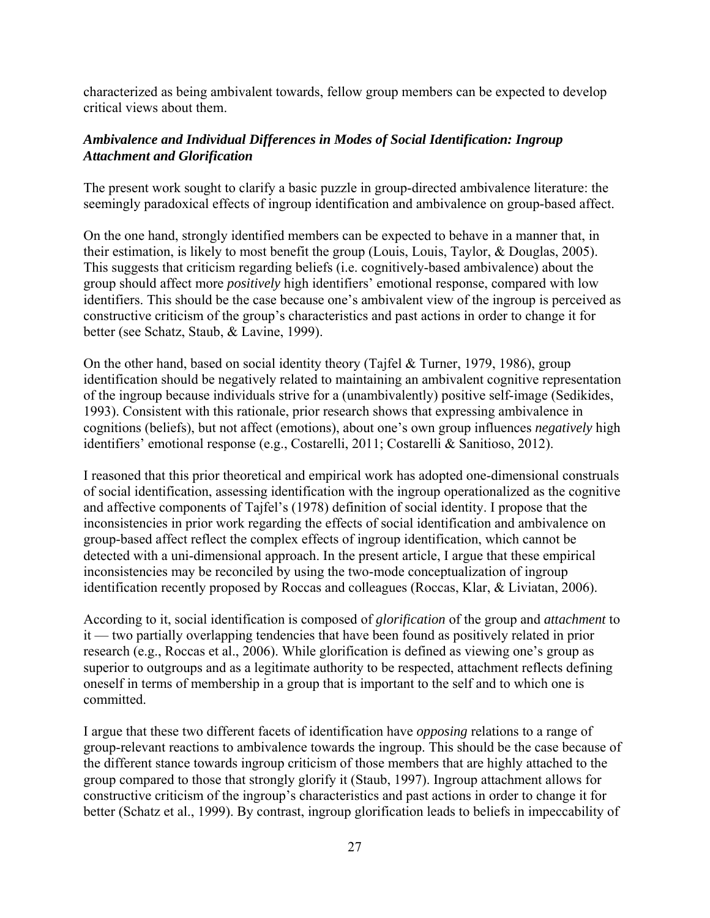characterized as being ambivalent towards, fellow group members can be expected to develop critical views about them.

### *Ambivalence and Individual Differences in Modes of Social Identification: Ingroup Attachment and Glorification*

The present work sought to clarify a basic puzzle in group-directed ambivalence literature: the seemingly paradoxical effects of ingroup identification and ambivalence on group-based affect.

On the one hand, strongly identified members can be expected to behave in a manner that, in their estimation, is likely to most benefit the group (Louis, Louis, Taylor, & Douglas, 2005). This suggests that criticism regarding beliefs (i.e. cognitively-based ambivalence) about the group should affect more *positively* high identifiers' emotional response, compared with low identifiers. This should be the case because one's ambivalent view of the ingroup is perceived as constructive criticism of the group's characteristics and past actions in order to change it for better (see Schatz, Staub, & Lavine, 1999).

On the other hand, based on social identity theory (Tajfel & Turner, 1979, 1986), group identification should be negatively related to maintaining an ambivalent cognitive representation of the ingroup because individuals strive for a (unambivalently) positive self-image (Sedikides, 1993). Consistent with this rationale, prior research shows that expressing ambivalence in cognitions (beliefs), but not affect (emotions), about one's own group influences *negatively* high identifiers' emotional response (e.g., Costarelli, 2011; Costarelli & Sanitioso, 2012).

I reasoned that this prior theoretical and empirical work has adopted one-dimensional construals of social identification, assessing identification with the ingroup operationalized as the cognitive and affective components of Tajfel's (1978) definition of social identity. I propose that the inconsistencies in prior work regarding the effects of social identification and ambivalence on group-based affect reflect the complex effects of ingroup identification, which cannot be detected with a uni-dimensional approach. In the present article, I argue that these empirical inconsistencies may be reconciled by using the two-mode conceptualization of ingroup identification recently proposed by Roccas and colleagues (Roccas, Klar, & Liviatan, 2006).

According to it, social identification is composed of *glorification* of the group and *attachment* to it — two partially overlapping tendencies that have been found as positively related in prior research (e.g., Roccas et al., 2006). While glorification is defined as viewing one's group as superior to outgroups and as a legitimate authority to be respected, attachment reflects defining oneself in terms of membership in a group that is important to the self and to which one is committed.

I argue that these two different facets of identification have *opposing* relations to a range of group-relevant reactions to ambivalence towards the ingroup. This should be the case because of the different stance towards ingroup criticism of those members that are highly attached to the group compared to those that strongly glorify it (Staub, 1997). Ingroup attachment allows for constructive criticism of the ingroup's characteristics and past actions in order to change it for better (Schatz et al., 1999). By contrast, ingroup glorification leads to beliefs in impeccability of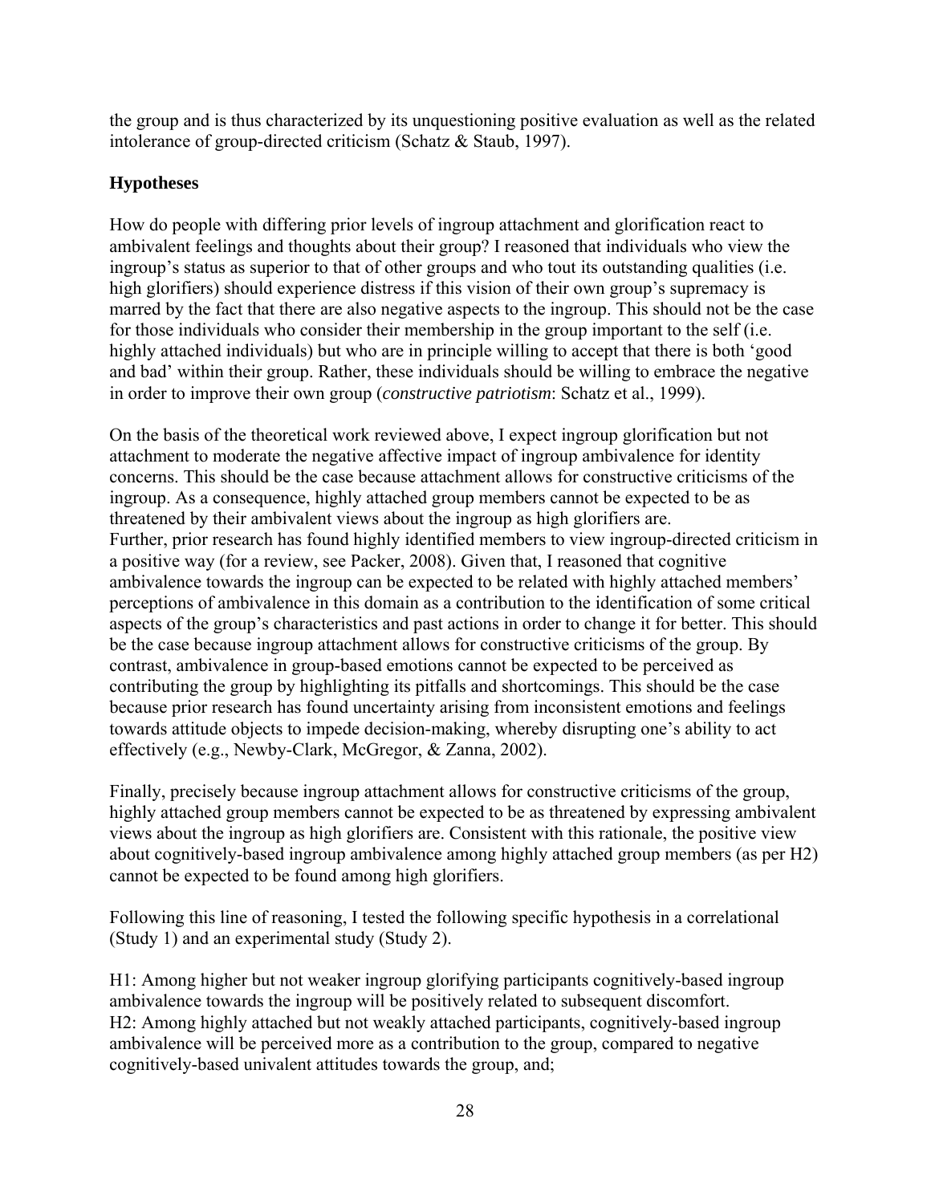the group and is thus characterized by its unquestioning positive evaluation as well as the related intolerance of group-directed criticism (Schatz & Staub, 1997).

## Hypotheses

How do people with differing prior levels of ingroup attachment and glorification react to ambivalent feelings and thoughts about their group? I reasoned that individuals who view the ingroup's status as superior to that of other groups and who tout its outstanding qualities (i.e. high glorifiers) should experience distress if this vision of their own group's supremacy is marred by the fact that there are also negative aspects to the ingroup. This should not be the case for those individuals who consider their membership in the group important to the self (i.e. highly attached individuals) but who are in principle willing to accept that there is both 'good and bad' within their group. Rather, these individuals should be willing to embrace the negative in order to improve their own group (*constructive patriotism*: Schatz et al., 1999).

On the basis of the theoretical work reviewed above, I expect ingroup glorification but not attachment to moderate the negative affective impact of ingroup ambivalence for identity concerns. This should be the case because attachment allows for constructive criticisms of the ingroup. As a consequence, highly attached group members cannot be expected to be as threatened by their ambivalent views about the ingroup as high glorifiers are.
Further, prior research has found highly identified members to view ingroup-directed criticism in a positive way (for a review, see Packer, 2008). Given that, I reasoned that cognitive ambivalence towards the ingroup can be expected to be related with highly attached members' perceptions of ambivalence in this domain as a contribution to the identification of some critical aspects of the group's characteristics and past actions in order to change it for better. This should be the case because ingroup attachment allows for constructive criticisms of the group. By contrast, ambivalence in group-based emotions cannot be expected to be perceived as contributing the group by highlighting its pitfalls and shortcomings. This should be the case because prior research has found uncertainty arising from inconsistent emotions and feelings towards attitude objects to impede decision-making, whereby disrupting one's ability to act effectively (e.g., Newby-Clark, McGregor, & Zanna, 2002).

Finally, precisely because ingroup attachment allows for constructive criticisms of the group, highly attached group members cannot be expected to be as threatened by expressing ambivalent views about the ingroup as high glorifiers are. Consistent with this rationale, the positive view about cognitively-based ingroup ambivalence among highly attached group members (as per H2) cannot be expected to be found among high glorifiers.

Following this line of reasoning, I tested the following specific hypothesis in a correlational (Study 1) and an experimental study (Study 2).

H1: Among higher but not weaker ingroup glorifying participants cognitively-based ingroup ambivalence towards the ingroup will be positively related to subsequent discomfort.
H2: Among highly attached but not weakly attached participants, cognitively-based ingroup ambivalence will be perceived more as a contribution to the group, compared to negative cognitively-based univalent attitudes towards the group, and;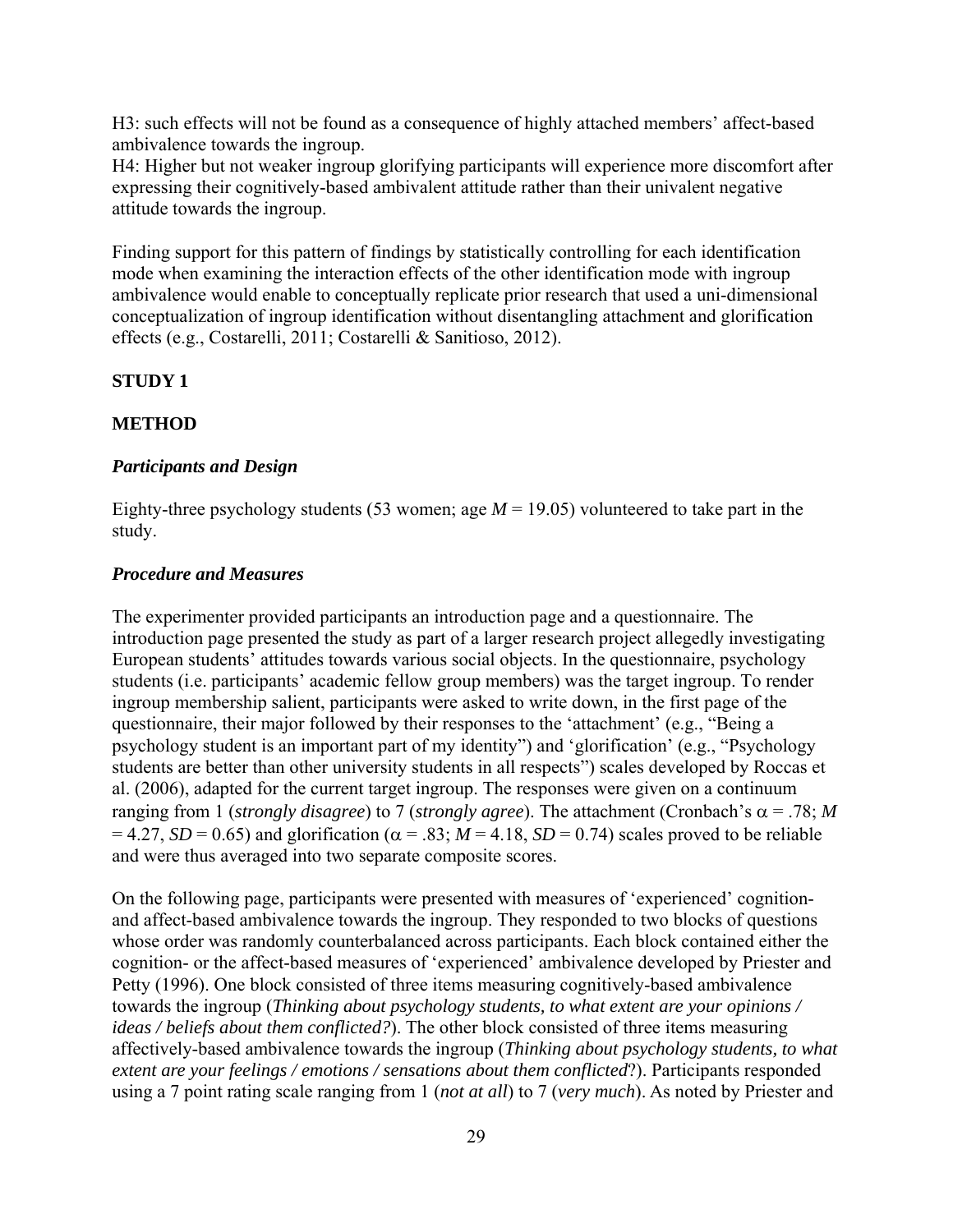H3: such effects will not be found as a consequence of highly attached members' affect-based ambivalence towards the ingroup.
H4: Higher but not weaker ingroup glorifying participants will experience more discomfort after expressing their cognitively-based ambivalent attitude rather than their univalent negative attitude towards the ingroup.

Finding support for this pattern of findings by statistically controlling for each identification mode when examining the interaction effects of the other identification mode with ingroup ambivalence would enable to conceptually replicate prior research that used a uni-dimensional conceptualization of ingroup identification without disentangling attachment and glorification effects (e.g., Costarelli, 2011; Costarelli & Sanitioso, 2012).

## STUDY 1

## METHOD

### *Participants and Design*

Eighty-three psychology students (53 women; age $M = 19.05$) volunteered to take part in the study.

### *Procedure and Measures*

The experimenter provided participants an introduction page and a questionnaire. The introduction page presented the study as part of a larger research project allegedly investigating European students' attitudes towards various social objects. In the questionnaire, psychology students (i.e. participants' academic fellow group members) was the target ingroup. To render ingroup membership salient, participants were asked to write down, in the first page of the questionnaire, their major followed by their responses to the 'attachment' (e.g., "Being a psychology student is an important part of my identity") and 'glorification' (e.g., "Psychology students are better than other university students in all respects") scales developed by Roccas et al. (2006), adapted for the current target ingroup. The responses were given on a continuum ranging from 1 (*strongly disagree*) to 7 (*strongly agree*). The attachment (Cronbach's $\alpha = .78$; $M = 4.27$, $SD = 0.65$) and glorification ($\alpha = .83$; $M = 4.18$, $SD = 0.74$) scales proved to be reliable and were thus averaged into two separate composite scores.

On the following page, participants were presented with measures of 'experienced' cognition- and affect-based ambivalence towards the ingroup. They responded to two blocks of questions whose order was randomly counterbalanced across participants. Each block contained either the cognition- or the affect-based measures of 'experienced' ambivalence developed by Priester and Petty (1996). One block consisted of three items measuring cognitively-based ambivalence towards the ingroup (*Thinking about psychology students, to what extent are your opinions / ideas / beliefs about them conflicted?*). The other block consisted of three items measuring affectively-based ambivalence towards the ingroup (*Thinking about psychology students, to what extent are your feelings / emotions / sensations about them conflicted*?). Participants responded using a 7 point rating scale ranging from 1 (*not at all*) to 7 (*very much*). As noted by Priester and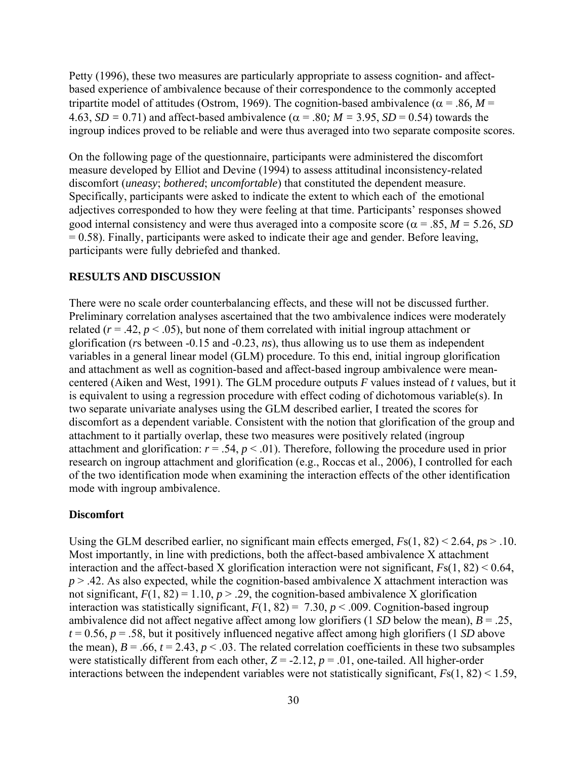Petty (1996), these two measures are particularly appropriate to assess cognition- and affect-based experience of ambivalence because of their correspondence to the commonly accepted tripartite model of attitudes (Ostrom, 1969). The cognition-based ambivalence ($\alpha$ = .86*, M* = 4.63, *SD =* 0.71) and affect-based ambivalence ($\alpha$ = .80*; M =* 3.95, *SD* = 0.54) towards the ingroup indices proved to be reliable and were thus averaged into two separate composite scores.

On the following page of the questionnaire, participants were administered the discomfort measure developed by Elliot and Devine (1994) to assess attitudinal inconsistency-related discomfort (*uneasy*; *bothered*; *uncomfortable*) that constituted the dependent measure. Specifically, participants were asked to indicate the extent to which each of the emotional adjectives corresponded to how they were feeling at that time. Participants' responses showed good internal consistency and were thus averaged into a composite score ($\alpha$ = .85, *M =* 5.26, *SD* = 0.58). Finally, participants were asked to indicate their age and gender. Before leaving, participants were fully debriefed and thanked.

## RESULTS AND DISCUSSION

There were no scale order counterbalancing effects, and these will not be discussed further. Preliminary correlation analyses ascertained that the two ambivalence indices were moderately related ($r$ = .42, $p$ < .05), but none of them correlated with initial ingroup attachment or glorification (*r*s between -0.15 and -0.23, *ns*), thus allowing us to use them as independent variables in a general linear model (GLM) procedure. To this end, initial ingroup glorification and attachment as well as cognition-based and affect-based ingroup ambivalence were mean-centered (Aiken and West, 1991). The GLM procedure outputs $F$ values instead of $t$ values, but it is equivalent to using a regression procedure with effect coding of dichotomous variable(s). In two separate univariate analyses using the GLM described earlier, I treated the scores for discomfort as a dependent variable. Consistent with the notion that glorification of the group and attachment to it partially overlap, these two measures were positively related (ingroup attachment and glorification: $r$ = .54, $p$ < .01). Therefore, following the procedure used in prior research on ingroup attachment and glorification (e.g., Roccas et al., 2006), I controlled for each of the two identification mode when examining the interaction effects of the other identification mode with ingroup ambivalence.

### Discomfort

Using the GLM described earlier, no significant main effects emerged, *F*s(1, 82) < 2.64, *p*s > .10. Most importantly, in line with predictions, both the affect-based ambivalence X attachment interaction and the affect-based X glorification interaction were not significant, *F*s(1, 82) < 0.64, $p$ > .42. As also expected, while the cognition-based ambivalence X attachment interaction was not significant, $F(1, 82)$ = 1.10, $p$ > .29, the cognition-based ambivalence X glorification interaction was statistically significant, $F(1, 82)$ = 7.30, $p$ < .009. Cognition-based ingroup ambivalence did not affect negative affect among low glorifiers (1 *SD* below the mean), $B$ = .25, $t$ = 0.56, $p$ = .58, but it positively influenced negative affect among high glorifiers (1 *SD* above the mean), $B$ = .66, $t$ = 2.43, $p$ < .03. The related correlation coefficients in these two subsamples were statistically different from each other, $Z$ = -2.12, $p$ = .01, one-tailed. All higher-order interactions between the independent variables were not statistically significant, *F*s(1, 82) < 1.59,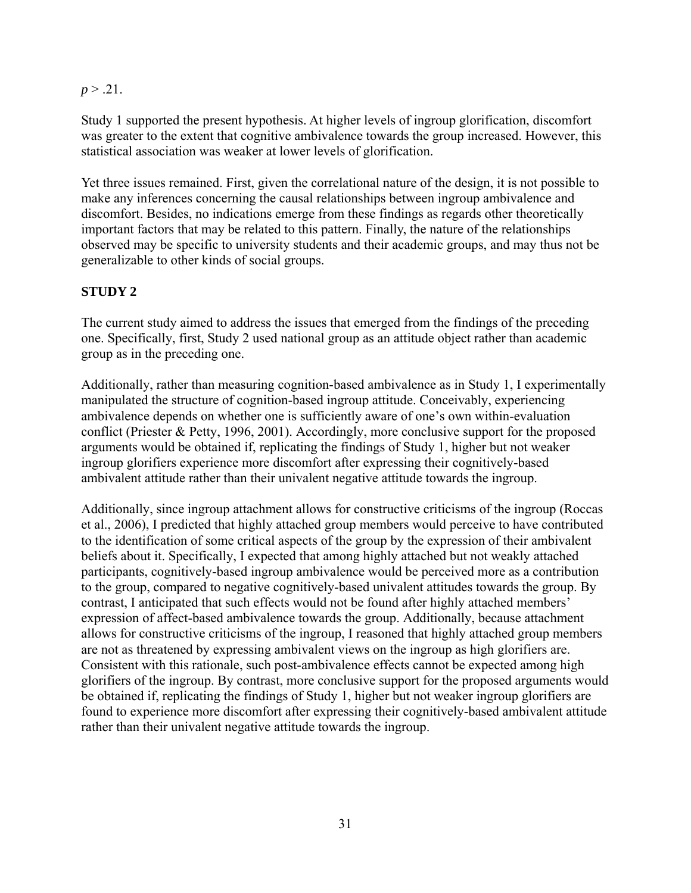$p > .21$.

Study 1 supported the present hypothesis. At higher levels of ingroup glorification, discomfort was greater to the extent that cognitive ambivalence towards the group increased. However, this statistical association was weaker at lower levels of glorification.

Yet three issues remained. First, given the correlational nature of the design, it is not possible to make any inferences concerning the causal relationships between ingroup ambivalence and discomfort. Besides, no indications emerge from these findings as regards other theoretically important factors that may be related to this pattern. Finally, the nature of the relationships observed may be specific to university students and their academic groups, and may thus not be generalizable to other kinds of social groups.

## STUDY 2

The current study aimed to address the issues that emerged from the findings of the preceding one. Specifically, first, Study 2 used national group as an attitude object rather than academic group as in the preceding one.

Additionally, rather than measuring cognition-based ambivalence as in Study 1, I experimentally manipulated the structure of cognition-based ingroup attitude. Conceivably, experiencing ambivalence depends on whether one is sufficiently aware of one's own within-evaluation conflict (Priester & Petty, 1996, 2001). Accordingly, more conclusive support for the proposed arguments would be obtained if, replicating the findings of Study 1, higher but not weaker ingroup glorifiers experience more discomfort after expressing their cognitively-based ambivalent attitude rather than their univalent negative attitude towards the ingroup.

Additionally, since ingroup attachment allows for constructive criticisms of the ingroup (Roccas et al., 2006), I predicted that highly attached group members would perceive to have contributed to the identification of some critical aspects of the group by the expression of their ambivalent beliefs about it. Specifically, I expected that among highly attached but not weakly attached participants, cognitively-based ingroup ambivalence would be perceived more as a contribution to the group, compared to negative cognitively-based univalent attitudes towards the group. By contrast, I anticipated that such effects would not be found after highly attached members' expression of affect-based ambivalence towards the group. Additionally, because attachment allows for constructive criticisms of the ingroup, I reasoned that highly attached group members are not as threatened by expressing ambivalent views on the ingroup as high glorifiers are. Consistent with this rationale, such post-ambivalence effects cannot be expected among high glorifiers of the ingroup. By contrast, more conclusive support for the proposed arguments would be obtained if, replicating the findings of Study 1, higher but not weaker ingroup glorifiers are found to experience more discomfort after expressing their cognitively-based ambivalent attitude rather than their univalent negative attitude towards the ingroup.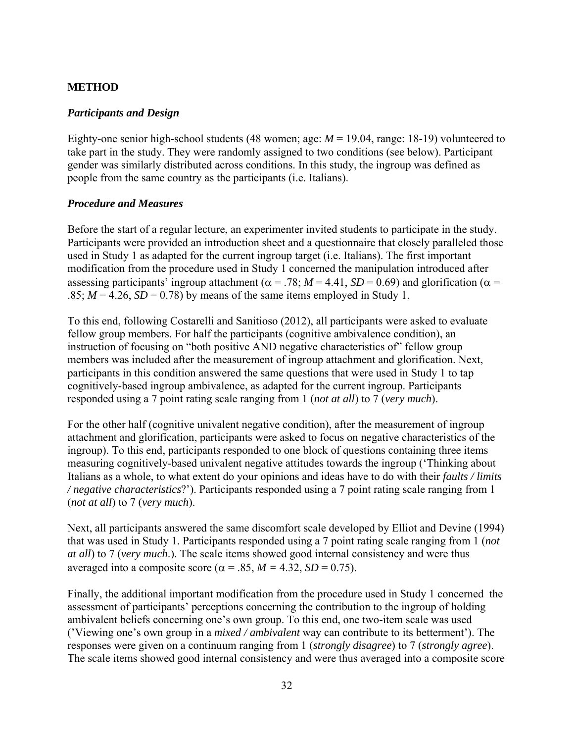## METHOD

### *Participants and Design*

Eighty-one senior high-school students (48 women; age: $M$ = 19.04, range: 18-19) volunteered to take part in the study. They were randomly assigned to two conditions (see below). Participant gender was similarly distributed across conditions. In this study, the ingroup was defined as people from the same country as the participants (i.e. Italians).

### *Procedure and Measures*

Before the start of a regular lecture, an experimenter invited students to participate in the study. Participants were provided an introduction sheet and a questionnaire that closely paralleled those used in Study 1 as adapted for the current ingroup target (i.e. Italians). The first important modification from the procedure used in Study 1 concerned the manipulation introduced after assessing participants' ingroup attachment ($\alpha$ = .78; $M$ = 4.41, $SD$ = 0.69) and glorification ($\alpha$ = .85; $M$ = 4.26, $SD$ = 0.78) by means of the same items employed in Study 1.

To this end, following Costarelli and Sanitioso (2012), all participants were asked to evaluate fellow group members. For half the participants (cognitive ambivalence condition), an instruction of focusing on "both positive AND negative characteristics of" fellow group members was included after the measurement of ingroup attachment and glorification. Next, participants in this condition answered the same questions that were used in Study 1 to tap cognitively-based ingroup ambivalence, as adapted for the current ingroup. Participants responded using a 7 point rating scale ranging from 1 (*not at all*) to 7 (*very much*).

For the other half (cognitive univalent negative condition), after the measurement of ingroup attachment and glorification, participants were asked to focus on negative characteristics of the ingroup). To this end, participants responded to one block of questions containing three items measuring cognitively-based univalent negative attitudes towards the ingroup ('Thinking about Italians as a whole, to what extent do your opinions and ideas have to do with their *faults / limits / negative characteristics*?'). Participants responded using a 7 point rating scale ranging from 1 (*not at all*) to 7 (*very much*).

Next, all participants answered the same discomfort scale developed by Elliot and Devine (1994) that was used in Study 1. Participants responded using a 7 point rating scale ranging from 1 (*not at all*) to 7 (*very much.*). The scale items showed good internal consistency and were thus averaged into a composite score ($\alpha$ = .85, $M$ = 4.32, $SD$ = 0.75).

Finally, the additional important modification from the procedure used in Study 1 concerned the assessment of participants' perceptions concerning the contribution to the ingroup of holding ambivalent beliefs concerning one's own group. To this end, one two-item scale was used ('Viewing one's own group in a *mixed / ambivalent* way can contribute to its betterment'). The responses were given on a continuum ranging from 1 (*strongly disagree*) to 7 (*strongly agree*). The scale items showed good internal consistency and were thus averaged into a composite score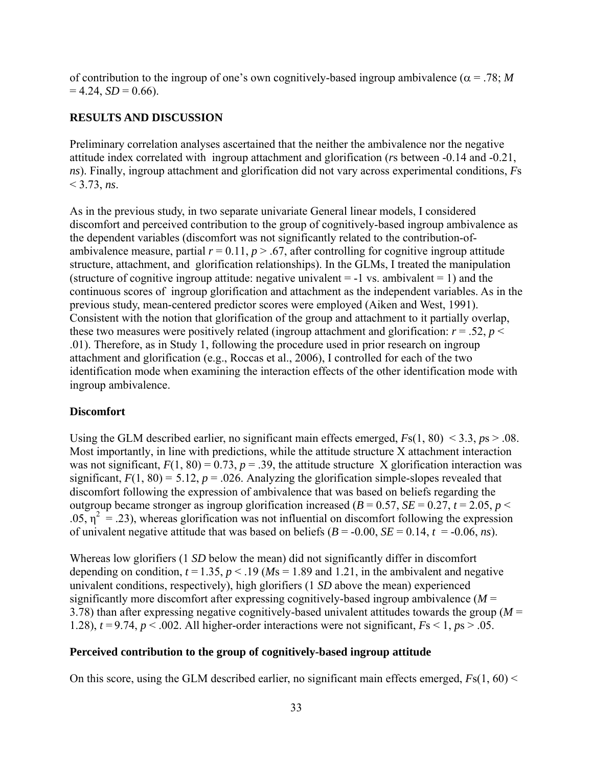of contribution to the ingroup of one's own cognitively-based ingroup ambivalence ($\alpha = .78$; $M = 4.24$, $SD = 0.66$).

## RESULTS AND DISCUSSION

Preliminary correlation analyses ascertained that the neither the ambivalence nor the negative attitude index correlated with ingroup attachment and glorification (*r*s between -0.14 and -0.21, *ns*). Finally, ingroup attachment and glorification did not vary across experimental conditions, *F*s $< 3.73$, *ns*.

As in the previous study, in two separate univariate General linear models, I considered discomfort and perceived contribution to the group of cognitively-based ingroup ambivalence as the dependent variables (discomfort was not significantly related to the contribution-of-ambivalence measure, partial $r = 0.11$, $p > .67$, after controlling for cognitive ingroup attitude structure, attachment, and glorification relationships). In the GLMs, I treated the manipulation (structure of cognitive ingroup attitude: negative univalent = -1 vs. ambivalent = 1) and the continuous scores of ingroup glorification and attachment as the independent variables. As in the previous study, mean-centered predictor scores were employed (Aiken and West, 1991). Consistent with the notion that glorification of the group and attachment to it partially overlap, these two measures were positively related (ingroup attachment and glorification: $r = .52$, $p < .01$). Therefore, as in Study 1, following the procedure used in prior research on ingroup attachment and glorification (e.g., Roccas et al., 2006), I controlled for each of the two identification mode when examining the interaction effects of the other identification mode with ingroup ambivalence.

### Discomfort

Using the GLM described earlier, no significant main effects emerged, $Fs(1, 80) < 3.3$, $ps > .08$. Most importantly, in line with predictions, while the attitude structure X attachment interaction was not significant, $F(1, 80) = 0.73$, $p = .39$, the attitude structure X glorification interaction was significant, $F(1, 80) = 5.12$, $p = .026$. Analyzing the glorification simple-slopes revealed that discomfort following the expression of ambivalence that was based on beliefs regarding the outgroup became stronger as ingroup glorification increased ($B = 0.57$, $SE = 0.27$, $t = 2.05$, $p < .05$, $\eta^2 = .23$), whereas glorification was not influential on discomfort following the expression of univalent negative attitude that was based on beliefs ($B = -0.00$, $SE = 0.14$, $t = -0.06$, *ns*).

Whereas low glorifiers (1 *SD* below the mean) did not significantly differ in discomfort depending on condition, $t = 1.35$, $p < .19$ (*M*s = 1.89 and 1.21, in the ambivalent and negative univalent conditions, respectively), high glorifiers (1 *SD* above the mean) experienced significantly more discomfort after expressing cognitively-based ingroup ambivalence ($M = 3.78$) than after expressing negative cognitively-based univalent attitudes towards the group ($M = 1.28$), $t = 9.74$, $p < .002$. All higher-order interactions were not significant, $Fs < 1$, $ps > .05$.

### Perceived contribution to the group of cognitively-based ingroup attitude

On this score, using the GLM described earlier, no significant main effects emerged, $Fs(1, 60) <$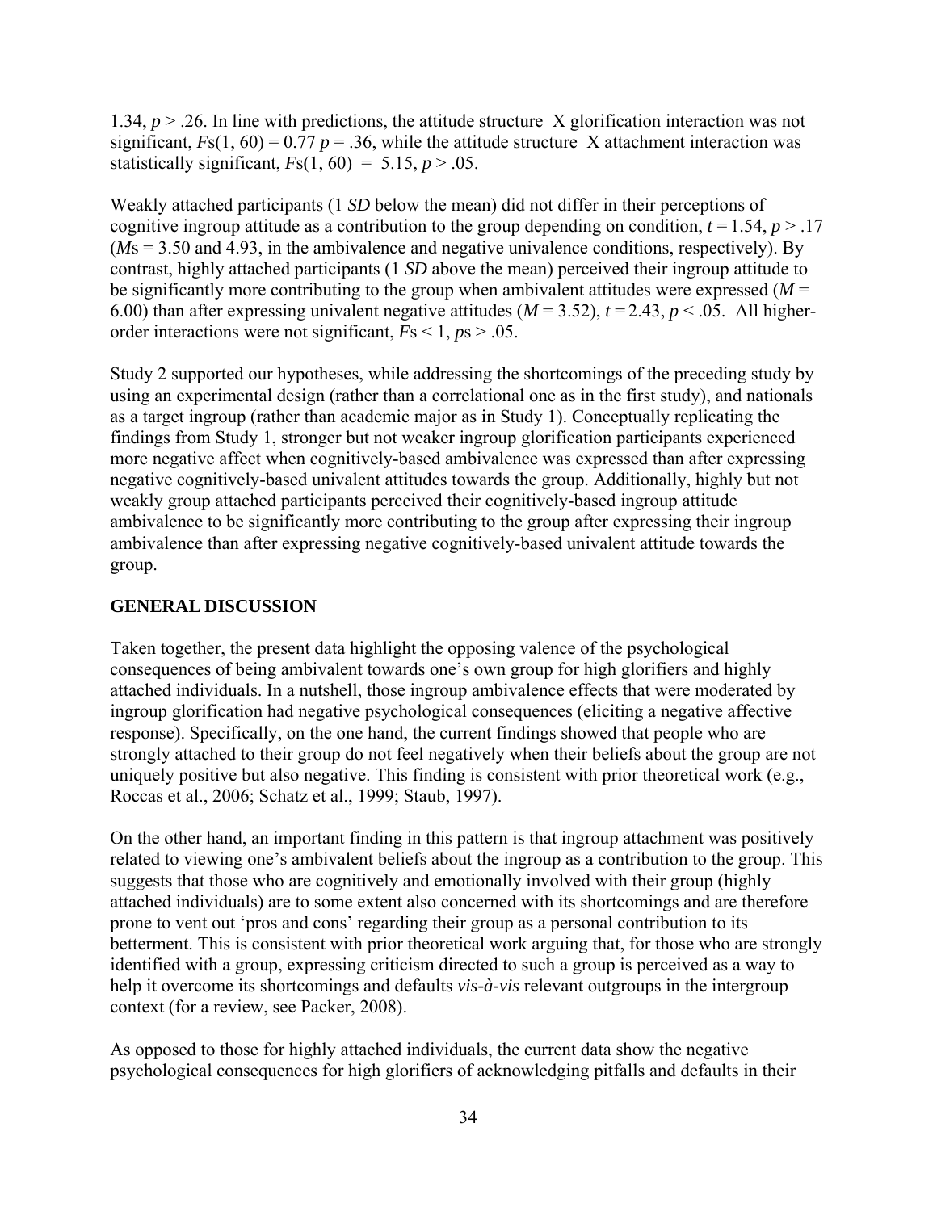1.34, $p > .26$. In line with predictions, the attitude structure X glorification interaction was not significant, $Fs(1, 60) = 0.77$ $p = .36$, while the attitude structure X attachment interaction was statistically significant, $Fs(1, 60) = 5.15$, $p > .05$.

Weakly attached participants (1 *SD* below the mean) did not differ in their perceptions of cognitive ingroup attitude as a contribution to the group depending on condition, $t = 1.54$, $p > .17$ ($M$s = 3.50 and 4.93, in the ambivalence and negative univalence conditions, respectively). By contrast, highly attached participants (1 *SD* above the mean) perceived their ingroup attitude to be significantly more contributing to the group when ambivalent attitudes were expressed ($M = 6.00$) than after expressing univalent negative attitudes ($M = 3.52$), $t = 2.43$, $p < .05$. All higher-order interactions were not significant, $Fs < 1$, $p$s > .05.

Study 2 supported our hypotheses, while addressing the shortcomings of the preceding study by using an experimental design (rather than a correlational one as in the first study), and nationals as a target ingroup (rather than academic major as in Study 1). Conceptually replicating the findings from Study 1, stronger but not weaker ingroup glorification participants experienced more negative affect when cognitively-based ambivalence was expressed than after expressing negative cognitively-based univalent attitudes towards the group. Additionally, highly but not weakly group attached participants perceived their cognitively-based ingroup attitude ambivalence to be significantly more contributing to the group after expressing their ingroup ambivalence than after expressing negative cognitively-based univalent attitude towards the group.

**GENERAL DISCUSSION**

Taken together, the present data highlight the opposing valence of the psychological consequences of being ambivalent towards one's own group for high glorifiers and highly attached individuals. In a nutshell, those ingroup ambivalence effects that were moderated by ingroup glorification had negative psychological consequences (eliciting a negative affective response). Specifically, on the one hand, the current findings showed that people who are strongly attached to their group do not feel negatively when their beliefs about the group are not uniquely positive but also negative. This finding is consistent with prior theoretical work (e.g., Roccas et al., 2006; Schatz et al., 1999; Staub, 1997).

On the other hand, an important finding in this pattern is that ingroup attachment was positively related to viewing one's ambivalent beliefs about the ingroup as a contribution to the group. This suggests that those who are cognitively and emotionally involved with their group (highly attached individuals) are to some extent also concerned with its shortcomings and are therefore prone to vent out 'pros and cons' regarding their group as a personal contribution to its betterment. This is consistent with prior theoretical work arguing that, for those who are strongly identified with a group, expressing criticism directed to such a group is perceived as a way to help it overcome its shortcomings and defaults *vis-à-vis* relevant outgroups in the intergroup context (for a review, see Packer, 2008).

As opposed to those for highly attached individuals, the current data show the negative psychological consequences for high glorifiers of acknowledging pitfalls and defaults in their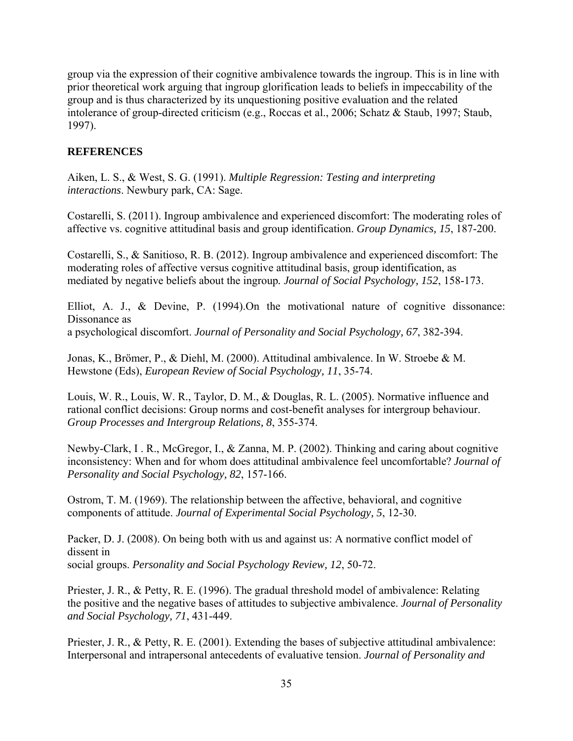group via the expression of their cognitive ambivalence towards the ingroup. This is in line with prior theoretical work arguing that ingroup glorification leads to beliefs in impeccability of the group and is thus characterized by its unquestioning positive evaluation and the related intolerance of group-directed criticism (e.g., Roccas et al., 2006; Schatz & Staub, 1997; Staub, 1997).

## REFERENCES

Aiken, L. S., & West, S. G. (1991). *Multiple Regression: Testing and interpreting interactions*. Newbury park, CA: Sage.

Costarelli, S. (2011). Ingroup ambivalence and experienced discomfort: The moderating roles of affective vs. cognitive attitudinal basis and group identification. *Group Dynamics, 15*, 187-200.

Costarelli, S., & Sanitioso, R. B. (2012). Ingroup ambivalence and experienced discomfort: The moderating roles of affective versus cognitive attitudinal basis, group identification, as mediated by negative beliefs about the ingroup*. Journal of Social Psychology, 152*, 158-173.

Elliot, A. J., & Devine, P. (1994).On the motivational nature of cognitive dissonance: Dissonance as a psychological discomfort. *Journal of Personality and Social Psychology, 67*, 382-394.

Jonas, K., Brömer, P., & Diehl, M. (2000). Attitudinal ambivalence. In W. Stroebe & M. Hewstone (Eds), *European Review of Social Psychology, 11*, 35-74.

Louis, W. R., Louis, W. R., Taylor, D. M., & Douglas, R. L. (2005). Normative influence and rational conflict decisions: Group norms and cost-benefit analyses for intergroup behaviour. *Group Processes and Intergroup Relations, 8*, 355-374.

Newby-Clark, I . R., McGregor, I., & Zanna, M. P. (2002). Thinking and caring about cognitive inconsistency: When and for whom does attitudinal ambivalence feel uncomfortable? *Journal of Personality and Social Psychology, 82*, 157-166.

Ostrom, T. M. (1969). The relationship between the affective, behavioral, and cognitive components of attitude. *Journal of Experimental Social Psychology, 5*, 12-30.

Packer, D. J. (2008). On being both with us and against us: A normative conflict model of dissent in social groups. *Personality and Social Psychology Review, 12*, 50-72.

Priester, J. R., & Petty, R. E. (1996). The gradual threshold model of ambivalence: Relating the positive and the negative bases of attitudes to subjective ambivalence. *Journal of Personality and Social Psychology, 71*, 431-449.

Priester, J. R., & Petty, R. E. (2001). Extending the bases of subjective attitudinal ambivalence: Interpersonal and intrapersonal antecedents of evaluative tension. *Journal of Personality and*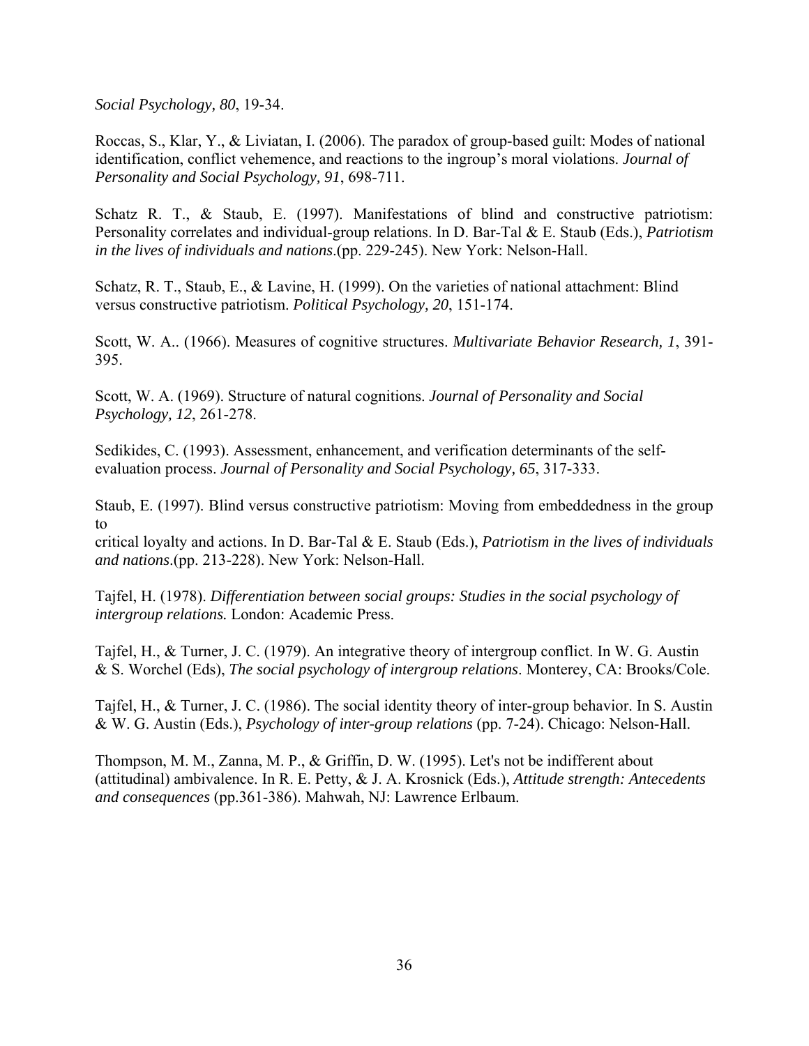*Social Psychology, 80*, 19-34.

Roccas, S., Klar, Y., & Liviatan, I. (2006). The paradox of group-based guilt: Modes of national identification, conflict vehemence, and reactions to the ingroup's moral violations. *Journal of Personality and Social Psychology, 91*, 698-711.

Schatz R. T., & Staub, E. (1997). Manifestations of blind and constructive patriotism: Personality correlates and individual-group relations. In D. Bar-Tal & E. Staub (Eds.), *Patriotism in the lives of individuals and nations*.(pp. 229-245). New York: Nelson-Hall.

Schatz, R. T., Staub, E., & Lavine, H. (1999). On the varieties of national attachment: Blind versus constructive patriotism. *Political Psychology, 20*, 151-174.

Scott, W. A.. (1966). Measures of cognitive structures. *Multivariate Behavior Research, 1*, 391-395.

Scott, W. A. (1969). Structure of natural cognitions. *Journal of Personality and Social Psychology, 12*, 261-278.

Sedikides, C. (1993). Assessment, enhancement, and verification determinants of the self-evaluation process. *Journal of Personality and Social Psychology, 65*, 317-333.

Staub, E. (1997). Blind versus constructive patriotism: Moving from embeddedness in the group to
critical loyalty and actions. In D. Bar-Tal & E. Staub (Eds.), *Patriotism in the lives of individuals and nations*.(pp. 213-228). New York: Nelson-Hall.

Tajfel, H. (1978). *Differentiation between social groups: Studies in the social psychology of intergroup relations.* London: Academic Press.

Tajfel, H., & Turner, J. C. (1979). An integrative theory of intergroup conflict. In W. G. Austin & S. Worchel (Eds), *The social psychology of intergroup relations*. Monterey, CA: Brooks/Cole.

Tajfel, H., & Turner, J. C. (1986). The social identity theory of inter-group behavior. In S. Austin & W. G. Austin (Eds.), *Psychology of inter-group relations* (pp. 7-24). Chicago: Nelson-Hall.

Thompson, M. M., Zanna, M. P., & Griffin, D. W. (1995). Let's not be indifferent about (attitudinal) ambivalence. In R. E. Petty, & J. A. Krosnick (Eds.), *Attitude strength: Antecedents and consequences* (pp.361-386). Mahwah, NJ: Lawrence Erlbaum.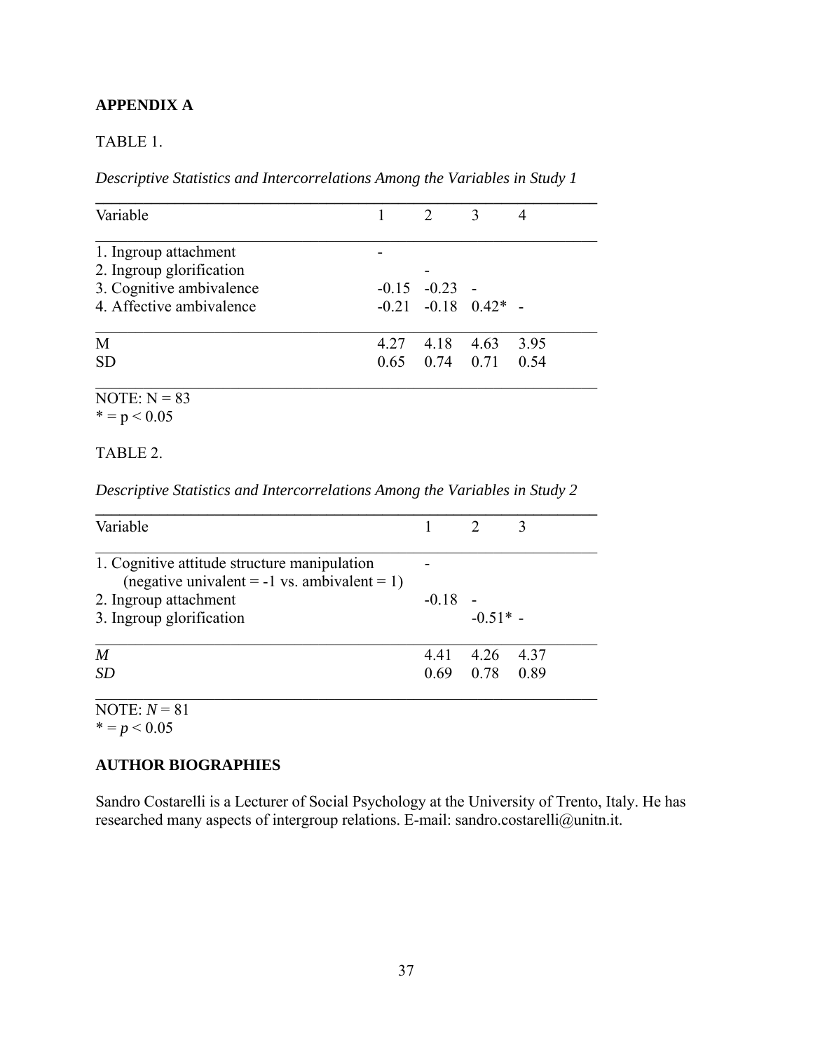## APPENDIX A

TABLE 1.

*Descriptive Statistics and Intercorrelations Among the Variables in Study 1*

| Variable | 1 | 2 | 3 | 4 |
|---|---|---|---|---|
| 1. Ingroup attachment | - | | | |
| 2. Ingroup glorification | | - | | |
| 3. Cognitive ambivalence | -0.15 | -0.23 | - | |
| 4. Affective ambivalence | -0.21 | -0.18 | 0.42* | - |
| M | 4.27 | 4.18 | 4.63 | 3.95 |
| SD | 0.65 | 0.74 | 0.71 | 0.54 |

NOTE: N = 83
* = p < 0.05

TABLE 2.

*Descriptive Statistics and Intercorrelations Among the Variables in Study 2*

| Variable | 1 | 2 | 3 |
|---|---|---|---|
| 1. Cognitive attitude structure manipulation (negative univalent = -1 vs. ambivalent = 1) | - | | |
| 2. Ingroup attachment | -0.18 | - | |
| 3. Ingroup glorification | | -0.51* | - |
| *M* | 4.41 | 4.26 | 4.37 |
| *SD* | 0.69 | 0.78 | 0.89 |

NOTE: *N* = 81
* = *p* < 0.05

## AUTHOR BIOGRAPHIES

Sandro Costarelli is a Lecturer of Social Psychology at the University of Trento, Italy. He has researched many aspects of intergroup relations. E-mail: sandro.costarelli@unitn.it.